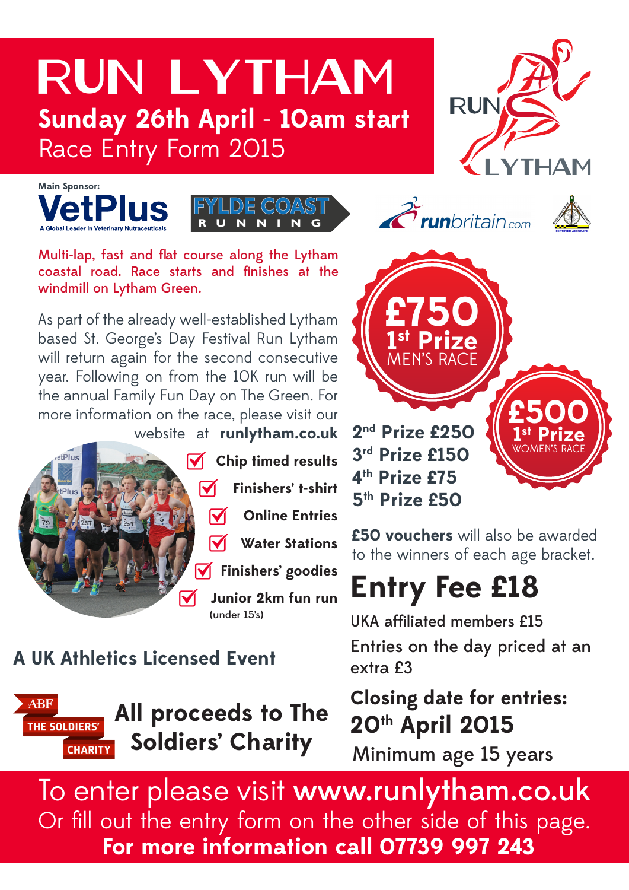# RUN LYTHAM

## Sunday 26th April - 10am start

Race Entry Form 2015

Main Sponsor: VetPlus – A Global Leader in Veterinary Nutraceuticals

FYLDE COAST RUNNING

runbritain.com

Multi-lap, fast and flat course along the Lytham coastal road. Race starts and finishes at the windmill on Lytham Green.

As part of the already well-established Lytham based St. George's Day Festival Run Lytham will return again for the second consecutive year. Following on from the 10K run will be the annual Family Fun Day on The Green. For more information on the race, please visit our website at **runlytham.co.uk**

- ☑ **Chip timed results**
- ☑ **Finishers' t-shirt**
- ☑ **Online Entries**
- ☑ **Water Stations**
- ☑ **Finishers' goodies**
- ☑ **Junior 2km fun run** (under 15's)

**£750 1st Prize** MEN'S RACE

**£500 1st Prize** WOMEN'S RACE

**2nd Prize £250**
**3rd Prize £150**
**4th Prize £75**
**5th Prize £50**

**£50 vouchers** will also be awarded to the winners of each age bracket.

## Entry Fee £18

UKA affiliated members £15

Entries on the day priced at an extra £3

**Closing date for entries:**
**20th April 2015**

Minimum age 15 years

**A UK Athletics Licensed Event**

ABF THE SOLDIERS' CHARITY

**All proceeds to The Soldiers' Charity**

To enter please visit **www.runlytham.co.uk**
Or fill out the entry form on the other side of this page.
**For more information call 07739 997 243**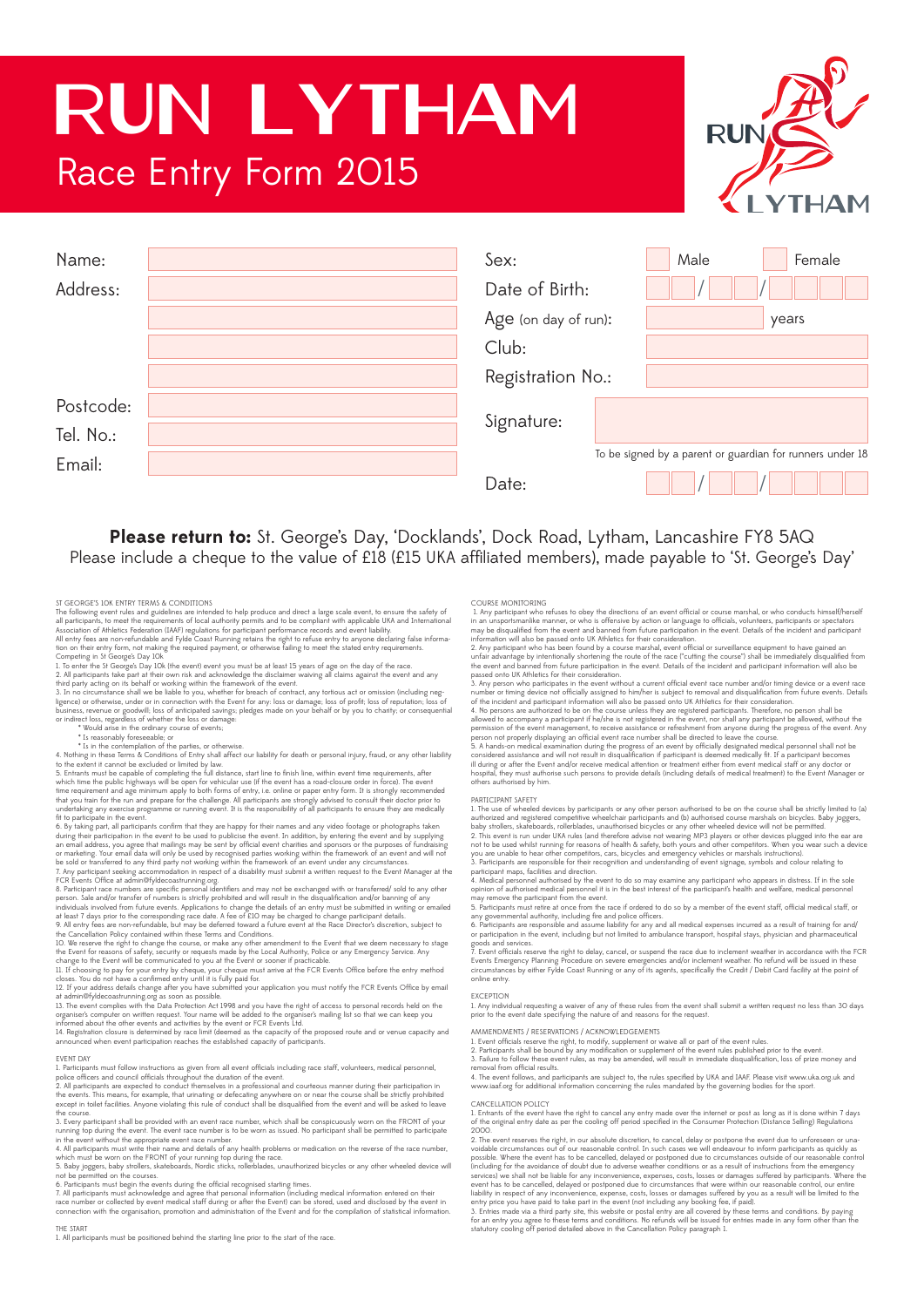# RUN LYTHAM

## Race Entry Form 2015

| | | | |
|---|---|---|---|
| Name: | | Sex: | Male / Female |
| Address: | | Date of Birth: | / / |
| | | Age (on day of run): | years |
| | | Club: | |
| | | Registration No.: | |
| Postcode: | | Signature: | |
| Tel. No.: | | | To be signed by a parent or guardian for runners under 18 |
| Email: | | Date: | / / |

**Please return to:** St. George's Day, 'Docklands', Dock Road, Lytham, Lancashire FY8 5AQ
Please include a cheque to the value of £18 (£15 UKA affiliated members), made payable to 'St. George's Day'

ST GEORGE'S 10K ENTRY TERMS & CONDITIONS

The following event rules and guidelines are intended to help produce and direct a large scale event, to ensure the safety of all participants, to meet the requirements of local authority permits and to be compliant with applicable UKA and International Association of Athletics Federation (IAAF) regulations for participant performance records and event liability.
All entry fees are non-refundable and Fylde Coast Running retains the right to refuse entry to anyone declaring false information on their entry form, not making the required payment, or otherwise failing to meet the stated entry requirements.
Competing in St George's Day 10k

1. To enter the St George's Day 10k (the event) event you must be at least 15 years of age on the day of the race.
2. All participants take part at their own risk and acknowledge the disclaimer waiving all claims against the event and any third party acting on its behalf or working within the framework of the event.
3. In no circumstance shall we be liable to you, whether for breach of contract, any tortious act or omission (including negligence) or otherwise, under or in connection with the Event for any: loss or damage; loss of profit; loss of reputation; loss of business, revenue or goodwill; loss of anticipated savings; pledges made on your behalf or by you to charity; or consequential or indirect loss, regardless of whether the loss or damage:
   * Would arise in the ordinary course of events;
   * Is reasonably foreseeable; or
   * Is in the contemplation of the parties, or otherwise.
4. Nothing in these Terms & Conditions of Entry shall affect our liability for death or personal injury, fraud, or any other liability to the extent it cannot be excluded or limited by law.
5. Entrants must be capable of completing the full distance, start line to finish line, within event time requirements, after which time the public highways will be open for vehicular use (if the event has a road-closure order in force). The event time requirement and age minimum apply to both forms of entry, i.e. online or paper entry form. It is strongly recommended that you train for the run and prepare for the challenge. All participants are strongly advised to consult their doctor prior to undertaking any exercise programme or running event. It is the responsibility of all participants to ensure they are medically fit to participate in the event.
6. By taking part, all participants confirm that they are happy for their names and any video footage or photographs taken during their participation in the event to be used to publicise the event. In addition, by entering the event and by supplying an email address, you agree that mailings may be sent by official event charities and sponsors or the purposes of fundraising or marketing. Your email data will only be used by recognised parties working within the framework of an event and will not be sold or transferred to any third party not working within the framework of an event under any circumstances.
7. Any participant seeking accommodation in respect of a disability must submit a written request to the Event Manager at the FCR Events Office at admin@fyldecoastrunning.org.
8. Participant race numbers are specific personal identifiers and may not be exchanged with or transferred/ sold to any other person. Sale and/or transfer of numbers is strictly prohibited and will result in the disqualification and/or banning of any individuals involved from future events. Applications to change the details of an entry must be submitted in writing or emailed at least 7 days prior to the corresponding race date. A fee of £10 may be charged to change participant details.
9. All entry fees are non-refundable, but may be deferred toward a future event at the Race Director's discretion, subject to the Cancellation Policy contained within these Terms and Conditions.
10. We reserve the right to change the course, or make any other amendment to the Event that we deem necessary to stage the Event for reasons of safety, security or requests made by the Local Authority, Police or any Emergency Service. Any change to the Event will be communicated to you at the Event or sooner if practicable.
11. If choosing to pay for your entry by cheque, your cheque must arrive at the FCR Events Office before the entry method closes. You do not have a confirmed entry until it is fully paid for.
12. If your address details change after you have submitted your application you must notify the FCR Events Office by email at admin@fyldecoastrunning.org as soon as possible.
13. The event complies with the Data Protection Act 1998 and you have the right of access to personal records held on the organiser's computer on written request. Your name will be added to the organiser's mailing list so that we can keep you informed about the other events and activities by the event or FCR Events Ltd.
14. Registration closure is determined by race limit (deemed as the capacity of the proposed route and or venue capacity and announced when event participation reaches the established capacity of participants.

EVENT DAY

1. Participants must follow instructions as given from all event officials including race staff, volunteers, medical personnel, police officers and council officials throughout the duration of the event.
2. All participants are expected to conduct themselves in a professional and courteous manner during their participation in the events. This means, for example, that urinating or defecating anywhere on or near the course shall be strictly prohibited except in toilet facilities. Anyone violating this rule of conduct shall be disqualified from the event and will be asked to leave the course.
3. Every participant shall be provided with an event race number, which shall be conspicuously worn on the FRONT of your running top during the event. The event race number is to be worn as issued. No participant shall be permitted to participate in the event without the appropriate event race number.
4. All participants must write their name and details of any health problems or medication on the reverse of the race number, which must be worn on the FRONT of your running top during the race.
5. Baby joggers, baby strollers, skateboards, Nordic sticks, rollerblades, unauthorized bicycles or any other wheeled device will not be permitted on the courses.
6. Participants must begin the events during the official recognised starting times.
7. All participants must acknowledge and agree that personal information (including medical information entered on their race number or collected by event medical staff during or after the Event) can be stored, used and disclosed by the event in connection with the organisation, promotion and administration of the Event and for the compilation of statistical information.

THE START

1. All participants must be positioned behind the starting line prior to the start of the race.

COURSE MONITORING

1. Any participant who refuses to obey the directions of an event official or course marshal, or who conducts himself/herself in an unsportsmanlike manner, or who is offensive by action or language to officials, volunteers, participants or spectators may be disqualified from the event and banned from future participation in the event. Details of the incident and participant information will also be passed onto UK Athletics for their consideration.
2. Any participant who has been found by a course marshal, event official or surveillance equipment to have gained an unfair advantage by intentionally shortening the route of the race ("cutting the course") shall be immediately disqualified from the event and banned from future participation in the event. Details of the incident and participant information will also be passed onto UK Athletics for their consideration.
3. Any person who participates in the event without a current official event race number and/or timing device or a event race number or timing device not officially assigned to him/her is subject to removal and disqualification from future events. Details of the incident and participant information will also be passed onto UK Athletics for their consideration.
4. No persons are authorized to be on the course unless they are registered participants. Therefore, no person shall be allowed to accompany a participant if he/she is not registered in the event, nor shall any participant be allowed, without the permission of the event management, to receive assistance or refreshment from anyone during the progress of the event. Any person not properly displaying an official event race number shall be directed to leave the course.
5. A hands-on medical examination during the progress of an event by officially designated medical personnel shall not be considered assistance and will not result in disqualification if participant is deemed medically fit. If a participant becomes ill during or after the Event and/or receive medical attention or treatment either from event medical staff or any doctor or hospital, they must authorise such persons to provide details (including details of medical treatment) to the Event Manager or others authorised by him.

PARTICIPANT SAFETY

1. The use of wheeled devices by participants or any other person authorised to be on the course shall be strictly limited to (a) authorized and registered competitive wheelchair participants and (b) authorised course marshals on bicycles. Baby joggers, baby strollers, skateboards, rollerblades, unauthorised bicycles or any other wheeled device will not be permitted.
2. This event is run under UKA rules (and therefore advise not wearing MP3 players or other devices plugged into the ear are not to be used whilst running for reasons of health & safety, both yours and other competitors. When you wear such a device you are unable to hear other competitors, cars, bicycles and emergency vehicles or marshals instructions).
3. Participants are responsible for their recognition and understanding of event signage, symbols and colour relating to participant maps, facilities and direction.
4. Medical personnel authorised by the event to do so may examine any participant who appears in distress. If in the sole opinion of authorised medical personnel it is in the best interest of the participant's health and welfare, medical personnel may remove the participant from the event.
5. Participants must retire at once from the race if ordered to do so by a member of the event staff, official medical staff, or any governmental authority, including fire and police officers.
6. Participants are responsible and assume liability for any and all medical expenses incurred as a result of training for and/or participation in the event, including but not limited to ambulance transport, hospital stays, physician and pharmaceutical goods and services.
7. Event officials reserve the right to delay, cancel, or suspend the race due to inclement weather in accordance with the FCR Events Emergency Planning Procedure on severe emergencies and/or inclement weather. No refund will be issued in these circumstances by either Fylde Coast Running or any of its agents, specifically the Credit / Debit Card facility at the point of online entry.

EXCEPTION

1. Any individual requesting a waiver of any of these rules from the event shall submit a written request no less than 30 days prior to the event date specifying the nature of and reasons for the request.

AMMENDMENTS / RESERVATIONS / ACKNOWLEDGEMENTS

1. Event officials reserve the right, to modify, supplement or waive all or part of the event rules.
2. Participants shall be bound by any modification or supplement of the event rules published prior to the event.
3. Failure to follow these event rules, as may be amended, will result in immediate disqualification, loss of prize money and removal from official results.
4. The event follows, and participants are subject to, the rules specified by UKA and IAAF. Please visit www.uka.org.uk and www.iaaf.org for additional information concerning the rules mandated by the governing bodies for the sport.

CANCELLATION POLICY

1. Entrants of the event have the right to cancel any entry made over the internet or post as long as it is done within 7 days of the original entry date as per the cooling off period specified in the Consumer Protection (Distance Selling) Regulations 2000.
2. The event reserves the right, in our absolute discretion, to cancel, delay or postpone the event due to unforeseen or unavoidable circumstances out of our reasonable control. In such cases we will endeavour to inform participants as quickly as possible. Where the event has to be cancelled, delayed or postponed due to circumstances outside of our reasonable control (including for the avoidance of doubt due to adverse weather conditions or as a result of instructions from the emergency services) we shall not be liable for any inconvenience, expenses, costs, losses or damages suffered by participants. Where the event has to be cancelled, delayed or postponed due to circumstances that were within our reasonable control, our entire liability in respect of any inconvenience, expense, costs, losses or damages suffered by you as a result will be limited to the entry price you have paid to take part in the event (not including any booking fee, if paid).
3. Entries made via a third party site, this website or postal entry are all covered by these terms and conditions. By paying for an entry you agree to these terms and conditions. No refunds will be issued for entries made in any form other than the statutory cooling off period detailed above in the Cancellation Policy paragraph 1.